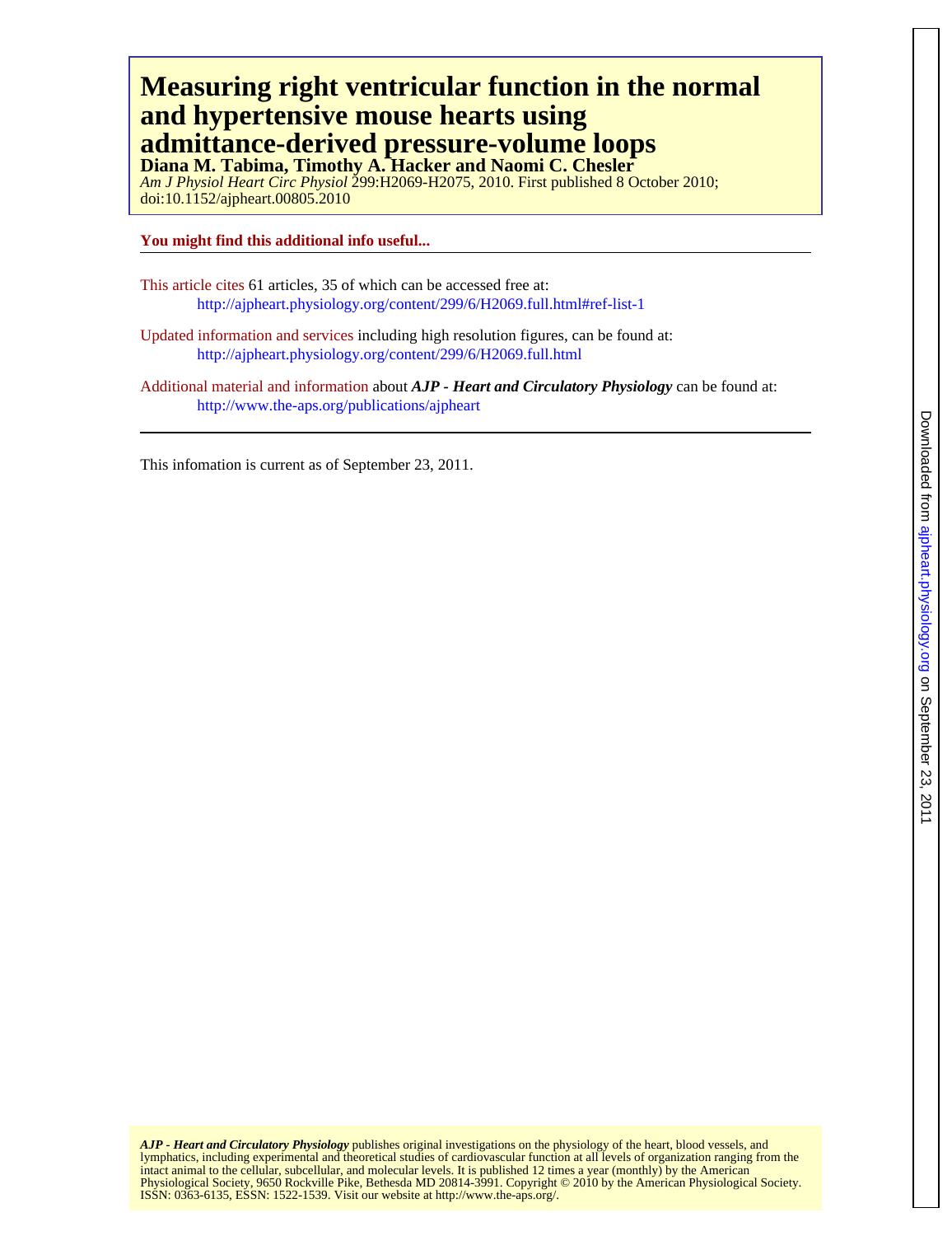# Measuring right ventricular function in the normal and hypertensive mouse hearts using admittance-derived pressure-volume loops

**Diana M. Tabima, Timothy A. Hacker and Naomi C. Chesler**

*Am J Physiol Heart Circ Physiol* 299:H2069-H2075, 2010. First published 8 October 2010; doi:10.1152/ajpheart.00805.2010

**You might find this additional info useful...**

This article cites 61 articles, 35 of which can be accessed free at:
http://ajpheart.physiology.org/content/299/6/H2069.full.html#ref-list-1

Updated information and services including high resolution figures, can be found at:
http://ajpheart.physiology.org/content/299/6/H2069.full.html

Additional material and information about ***AJP - Heart and Circulatory Physiology*** can be found at:
http://www.the-aps.org/publications/ajpheart

This infomation is current as of September 23, 2011.

***AJP - Heart and Circulatory Physiology*** publishes original investigations on the physiology of the heart, blood vessels, and lymphatics, including experimental and theoretical studies of cardiovascular function at all levels of organization ranging from the intact animal to the cellular, subcellular, and molecular levels. It is published 12 times a year (monthly) by the American Physiological Society, 9650 Rockville Pike, Bethesda MD 20814-3991. Copyright © 2010 by the American Physiological Society. ISSN: 0363-6135, ESSN: 1522-1539. Visit our website at http://www.the-aps.org/.

Downloaded from ajpheart.physiology.org on September 23, 2011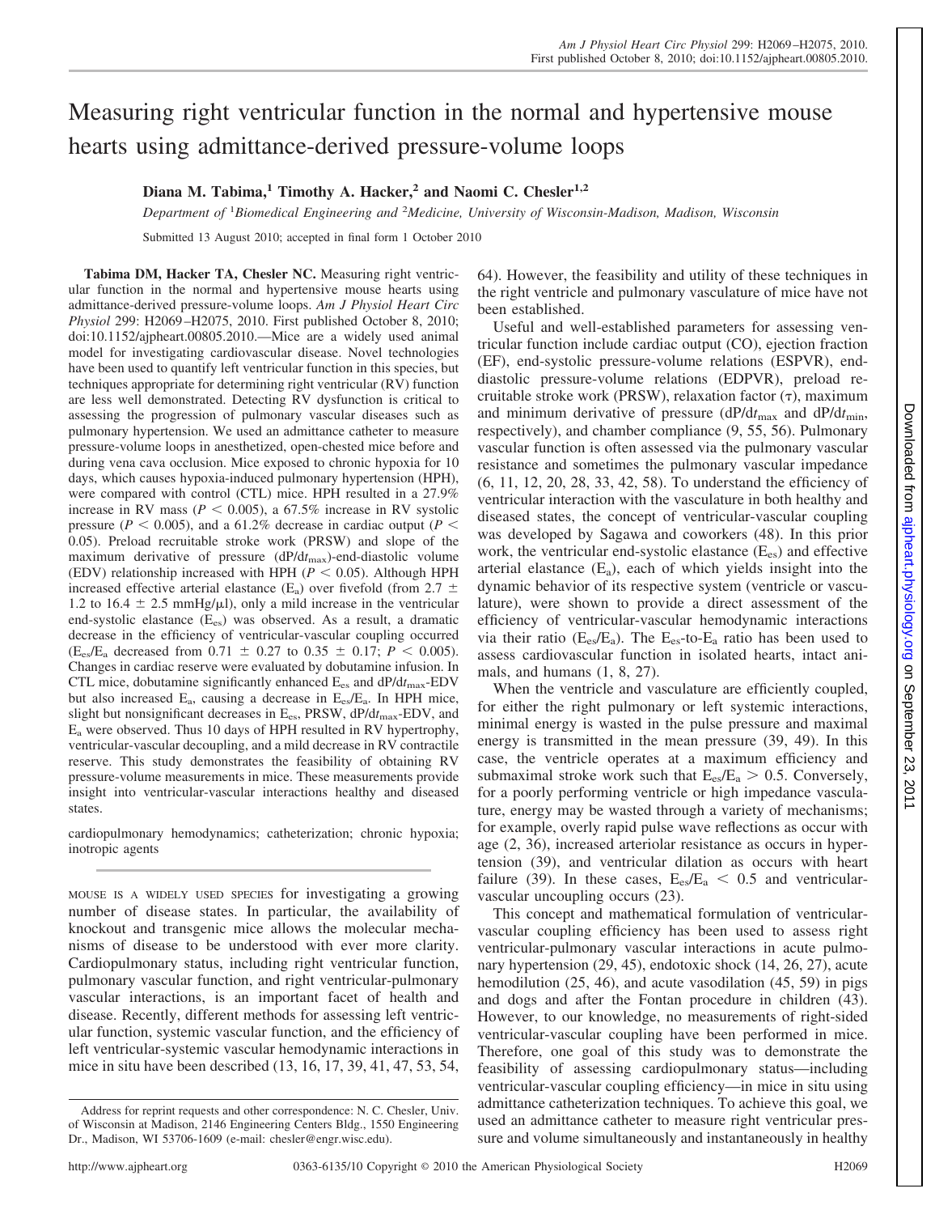# Measuring right ventricular function in the normal and hypertensive mouse hearts using admittance-derived pressure-volume loops

**Diana M. Tabima,[1] Timothy A. Hacker,[2] and Naomi C. Chesler[1,2]**

*Department of [1]Biomedical Engineering and [2]Medicine, University of Wisconsin-Madison, Madison, Wisconsin*

Submitted 13 August 2010; accepted in final form 1 October 2010

**Tabima DM, Hacker TA, Chesler NC.** Measuring right ventricular function in the normal and hypertensive mouse hearts using admittance-derived pressure-volume loops. *Am J Physiol Heart Circ Physiol* 299: H2069–H2075, 2010. First published October 8, 2010; doi:10.1152/ajpheart.00805.2010.—Mice are a widely used animal model for investigating cardiovascular disease. Novel technologies have been used to quantify left ventricular function in this species, but techniques appropriate for determining right ventricular (RV) function are less well demonstrated. Detecting RV dysfunction is critical to assessing the progression of pulmonary vascular diseases such as pulmonary hypertension. We used an admittance catheter to measure pressure-volume loops in anesthetized, open-chested mice before and during vena cava occlusion. Mice exposed to chronic hypoxia for 10 days, which causes hypoxia-induced pulmonary hypertension (HPH), were compared with control (CTL) mice. HPH resulted in a 27.9% increase in RV mass ($P < 0.005$), a 67.5% increase in RV systolic pressure ($P < 0.005$), and a 61.2% decrease in cardiac output ($P < 0.05$). Preload recruitable stroke work (PRSW) and slope of the maximum derivative of pressure ($dP/dt_{max}$)-end-diastolic volume (EDV) relationship increased with HPH ($P < 0.05$). Although HPH increased effective arterial elastance ($E_a$) over fivefold (from 2.7 ± 1.2 to 16.4 ± 2.5 mmHg/μl), only a mild increase in the ventricular end-systolic elastance ($E_{es}$) was observed. As a result, a dramatic decrease in the efficiency of ventricular-vascular coupling occurred ($E_{es}/E_a$ decreased from 0.71 ± 0.27 to 0.35 ± 0.17; $P < 0.005$). Changes in cardiac reserve were evaluated by dobutamine infusion. In CTL mice, dobutamine significantly enhanced $E_{es}$ and $dP/dt_{max}$-EDV but also increased $E_a$, causing a decrease in $E_{es}/E_a$. In HPH mice, slight but nonsignificant decreases in $E_{es}$, PRSW, $dP/dt_{max}$-EDV, and $E_a$ were observed. Thus 10 days of HPH resulted in RV hypertrophy, ventricular-vascular decoupling, and a mild decrease in RV contractile reserve. This study demonstrates the feasibility of obtaining RV pressure-volume measurements in mice. These measurements provide insight into ventricular-vascular interactions healthy and diseased states.

cardiopulmonary hemodynamics; catheterization; chronic hypoxia; inotropic agents

---

MOUSE IS A WIDELY USED SPECIES for investigating a growing number of disease states. In particular, the availability of knockout and transgenic mice allows the molecular mechanisms of disease to be understood with ever more clarity. Cardiopulmonary status, including right ventricular function, pulmonary vascular function, and right ventricular-pulmonary vascular interactions, is an important facet of health and disease. Recently, different methods for assessing left ventricular function, systemic vascular function, and the efficiency of left ventricular-systemic vascular hemodynamic interactions in mice in situ have been described (13, 16, 17, 39, 41, 47, 53, 54, 64). However, the feasibility and utility of these techniques in the right ventricle and pulmonary vasculature of mice have not been established.

Useful and well-established parameters for assessing ventricular function include cardiac output (CO), ejection fraction (EF), end-systolic pressure-volume relations (ESPVR), end-diastolic pressure-volume relations (EDPVR), preload recruitable stroke work (PRSW), relaxation factor (τ), maximum and minimum derivative of pressure ($dP/dt_{max}$ and $dP/dt_{min}$, respectively), and chamber compliance (9, 55, 56). Pulmonary vascular function is often assessed via the pulmonary vascular resistance and sometimes the pulmonary vascular impedance (6, 11, 12, 20, 28, 33, 42, 58). To understand the efficiency of ventricular interaction with the vasculature in both healthy and diseased states, the concept of ventricular-vascular coupling was developed by Sagawa and coworkers (48). In this prior work, the ventricular end-systolic elastance ($E_{es}$) and effective arterial elastance ($E_a$), each of which yields insight into the dynamic behavior of its respective system (ventricle or vasculature), were shown to provide a direct assessment of the efficiency of ventricular-vascular hemodynamic interactions via their ratio ($E_{es}/E_a$). The $E_{es}$-to-$E_a$ ratio has been used to assess cardiovascular function in isolated hearts, intact animals, and humans (1, 8, 27).

When the ventricle and vasculature are efficiently coupled, for either the right pulmonary or left systemic interactions, minimal energy is wasted in the pulse pressure and maximal energy is transmitted in the mean pressure (39, 49). In this case, the ventricle operates at a maximum efficiency and submaximal stroke work such that $E_{es}/E_a > 0.5$. Conversely, for a poorly performing ventricle or high impedance vasculature, energy may be wasted through a variety of mechanisms; for example, overly rapid pulse wave reflections as occur with age (2, 36), increased arteriolar resistance as occurs in hypertension (39), and ventricular dilation as occurs with heart failure (39). In these cases, $E_{es}/E_a < 0.5$ and ventricular-vascular uncoupling occurs (23).

This concept and mathematical formulation of ventricular-vascular coupling efficiency has been used to assess right ventricular-pulmonary vascular interactions in acute pulmonary hypertension (29, 45), endotoxic shock (14, 26, 27), acute hemodilution (25, 46), and acute vasodilation (45, 59) in pigs and dogs and after the Fontan procedure in children (43). However, to our knowledge, no measurements of right-sided ventricular-vascular coupling have been performed in mice. Therefore, one goal of this study was to demonstrate the feasibility of assessing cardiopulmonary status—including ventricular-vascular coupling efficiency—in mice in situ using admittance catheterization techniques. To achieve this goal, we used an admittance catheter to measure right ventricular pressure and volume simultaneously and instantaneously in healthy

Address for reprint requests and other correspondence: N. C. Chesler, Univ. of Wisconsin at Madison, 2146 Engineering Centers Bldg., 1550 Engineering Dr., Madison, WI 53706-1609 (e-mail: chesler@engr.wisc.edu).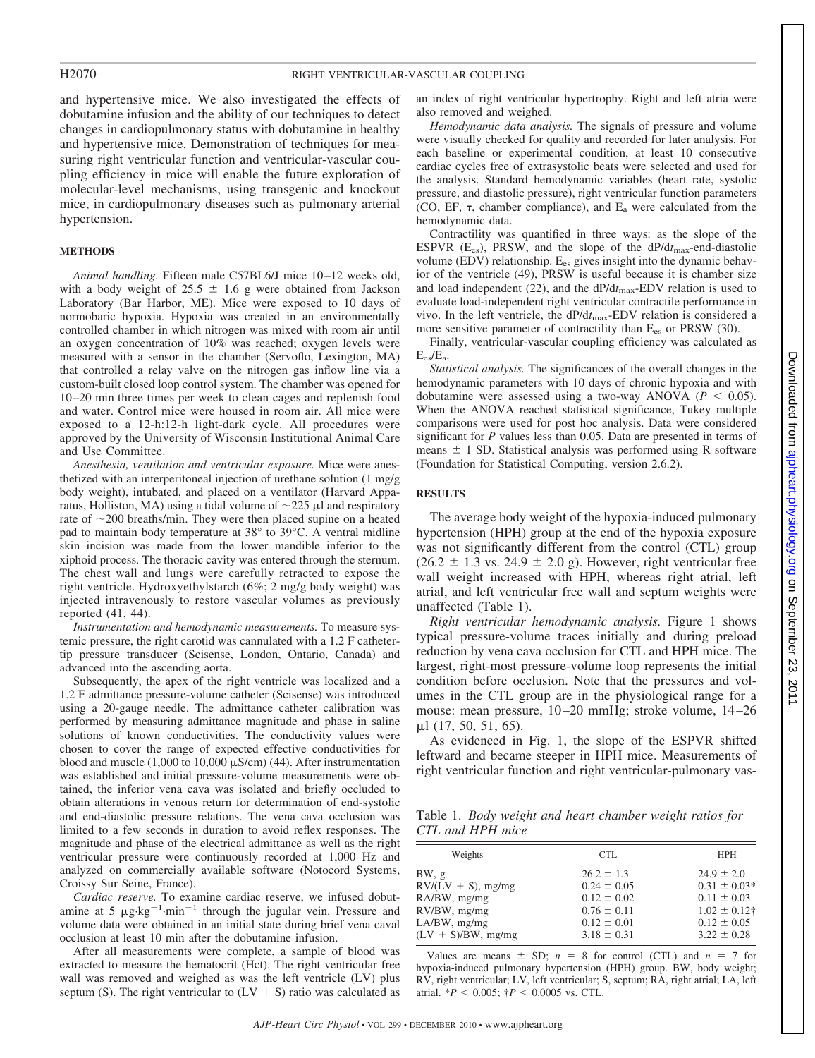and hypertensive mice. We also investigated the effects of dobutamine infusion and the ability of our techniques to detect changes in cardiopulmonary status with dobutamine in healthy and hypertensive mice. Demonstration of techniques for measuring right ventricular function and ventricular-vascular coupling efficiency in mice will enable the future exploration of molecular-level mechanisms, using transgenic and knockout mice, in cardiopulmonary diseases such as pulmonary arterial hypertension.

## METHODS

*Animal handling.* Fifteen male C57BL6/J mice 10–12 weeks old, with a body weight of 25.5 ± 1.6 g were obtained from Jackson Laboratory (Bar Harbor, ME). Mice were exposed to 10 days of normobaric hypoxia. Hypoxia was created in an environmentally controlled chamber in which nitrogen was mixed with room air until an oxygen concentration of 10% was reached; oxygen levels were measured with a sensor in the chamber (Servoflo, Lexington, MA) that controlled a relay valve on the nitrogen gas inflow line via a custom-built closed loop control system. The chamber was opened for 10–20 min three times per week to clean cages and replenish food and water. Control mice were housed in room air. All mice were exposed to a 12-h:12-h light-dark cycle. All procedures were approved by the University of Wisconsin Institutional Animal Care and Use Committee.

*Anesthesia, ventilation and ventricular exposure.* Mice were anesthetized with an interperitoneal injection of urethane solution (1 mg/g body weight), intubated, and placed on a ventilator (Harvard Apparatus, Holliston, MA) using a tidal volume of ~225 μl and respiratory rate of ~200 breaths/min. They were then placed supine on a heated pad to maintain body temperature at 38° to 39°C. A ventral midline skin incision was made from the lower mandible inferior to the xiphoid process. The thoracic cavity was entered through the sternum. The chest wall and lungs were carefully retracted to expose the right ventricle. Hydroxyethylstarch (6%; 2 mg/g body weight) was injected intravenously to restore vascular volumes as previously reported (41, 44).

*Instrumentation and hemodynamic measurements.* To measure systemic pressure, the right carotid was cannulated with a 1.2 F catheter-tip pressure transducer (Scisense, London, Ontario, Canada) and advanced into the ascending aorta.

Subsequently, the apex of the right ventricle was localized and a 1.2 F admittance pressure-volume catheter (Scisense) was introduced using a 20-gauge needle. The admittance catheter calibration was performed by measuring admittance magnitude and phase in saline solutions of known conductivities. The conductivity values were chosen to cover the range of expected effective conductivities for blood and muscle (1,000 to 10,000 μS/cm) (44). After instrumentation was established and initial pressure-volume measurements were obtained, the inferior vena cava was isolated and briefly occluded to obtain alterations in venous return for determination of end-systolic and end-diastolic pressure relations. The vena cava occlusion was limited to a few seconds in duration to avoid reflex responses. The magnitude and phase of the electrical admittance as well as the right ventricular pressure were continuously recorded at 1,000 Hz and analyzed on commercially available software (Notocord Systems, Croissy Sur Seine, France).

*Cardiac reserve.* To examine cardiac reserve, we infused dobutamine at 5 $\mu g \cdot kg^{-1} \cdot min^{-1}$ through the jugular vein. Pressure and volume data were obtained in an initial state during brief vena caval occlusion at least 10 min after the dobutamine infusion.

After all measurements were complete, a sample of blood was extracted to measure the hematocrit (Hct). The right ventricular free wall was removed and weighed as was the left ventricle (LV) plus septum (S). The right ventricular to (LV + S) ratio was calculated as an index of right ventricular hypertrophy. Right and left atria were also removed and weighed.

*Hemodynamic data analysis.* The signals of pressure and volume were visually checked for quality and recorded for later analysis. For each baseline or experimental condition, at least 10 consecutive cardiac cycles free of extrasystolic beats were selected and used for the analysis. Standard hemodynamic variables (heart rate, systolic pressure, and diastolic pressure), right ventricular function parameters (CO, EF, τ, chamber compliance), and $E_a$ were calculated from the hemodynamic data.

Contractility was quantified in three ways: as the slope of the ESPVR ($E_{es}$), PRSW, and the slope of the $dP/dt_{max}$-end-diastolic volume (EDV) relationship. $E_{es}$ gives insight into the dynamic behavior of the ventricle (49), PRSW is useful because it is chamber size and load independent (22), and the $dP/dt_{max}$-EDV relation is used to evaluate load-independent right ventricular contractile performance in vivo. In the left ventricle, the $dP/dt_{max}$-EDV relation is considered a more sensitive parameter of contractility than $E_{es}$ or PRSW (30).

Finally, ventricular-vascular coupling efficiency was calculated as $E_{es}/E_a$.

*Statistical analysis.* The significances of the overall changes in the hemodynamic parameters with 10 days of chronic hypoxia and with dobutamine were assessed using a two-way ANOVA ($P < 0.05$). When the ANOVA reached statistical significance, Tukey multiple comparisons were used for post hoc analysis. Data were considered significant for $P$ values less than 0.05. Data are presented in terms of means ± 1 SD. Statistical analysis was performed using R software (Foundation for Statistical Computing, version 2.6.2).

## RESULTS

The average body weight of the hypoxia-induced pulmonary hypertension (HPH) group at the end of the hypoxia exposure was not significantly different from the control (CTL) group (26.2 ± 1.3 vs. 24.9 ± 2.0 g). However, right ventricular free wall weight increased with HPH, whereas right atrial, left atrial, and left ventricular free wall and septum weights were unaffected (Table 1).

*Right ventricular hemodynamic analysis.* Figure 1 shows typical pressure-volume traces initially and during preload reduction by vena cava occlusion for CTL and HPH mice. The largest, right-most pressure-volume loop represents the initial condition before occlusion. Note that the pressures and volumes in the CTL group are in the physiological range for a mouse: mean pressure, 10–20 mmHg; stroke volume, 14–26 μl (17, 50, 51, 65).

As evidenced in Fig. 1, the slope of the ESPVR shifted leftward and became steeper in HPH mice. Measurements of right ventricular function and right ventricular-pulmonary vas-

Table 1. *Body weight and heart chamber weight ratios for CTL and HPH mice*

| Weights | CTL | HPH |
|---|---|---|
| BW, g | 26.2 ± 1.3 | 24.9 ± 2.0 |
| RV/(LV + S), mg/mg | 0.24 ± 0.05 | 0.31 ± 0.03* |
| RA/BW, mg/mg | 0.12 ± 0.02 | 0.11 ± 0.03 |
| RV/BW, mg/mg | 0.76 ± 0.11 | 1.02 ± 0.12† |
| LA/BW, mg/mg | 0.12 ± 0.01 | 0.12 ± 0.05 |
| (LV + S)/BW, mg/mg | 3.18 ± 0.31 | 3.22 ± 0.28 |

Values are means ± SD; $n$ = 8 for control (CTL) and $n$ = 7 for hypoxia-induced pulmonary hypertension (HPH) group. BW, body weight; RV, right ventricular; LV, left ventricular; S, septum; RA, right atrial; LA, left atrial. *$P < 0.005$; †$P < 0.0005$ vs. CTL.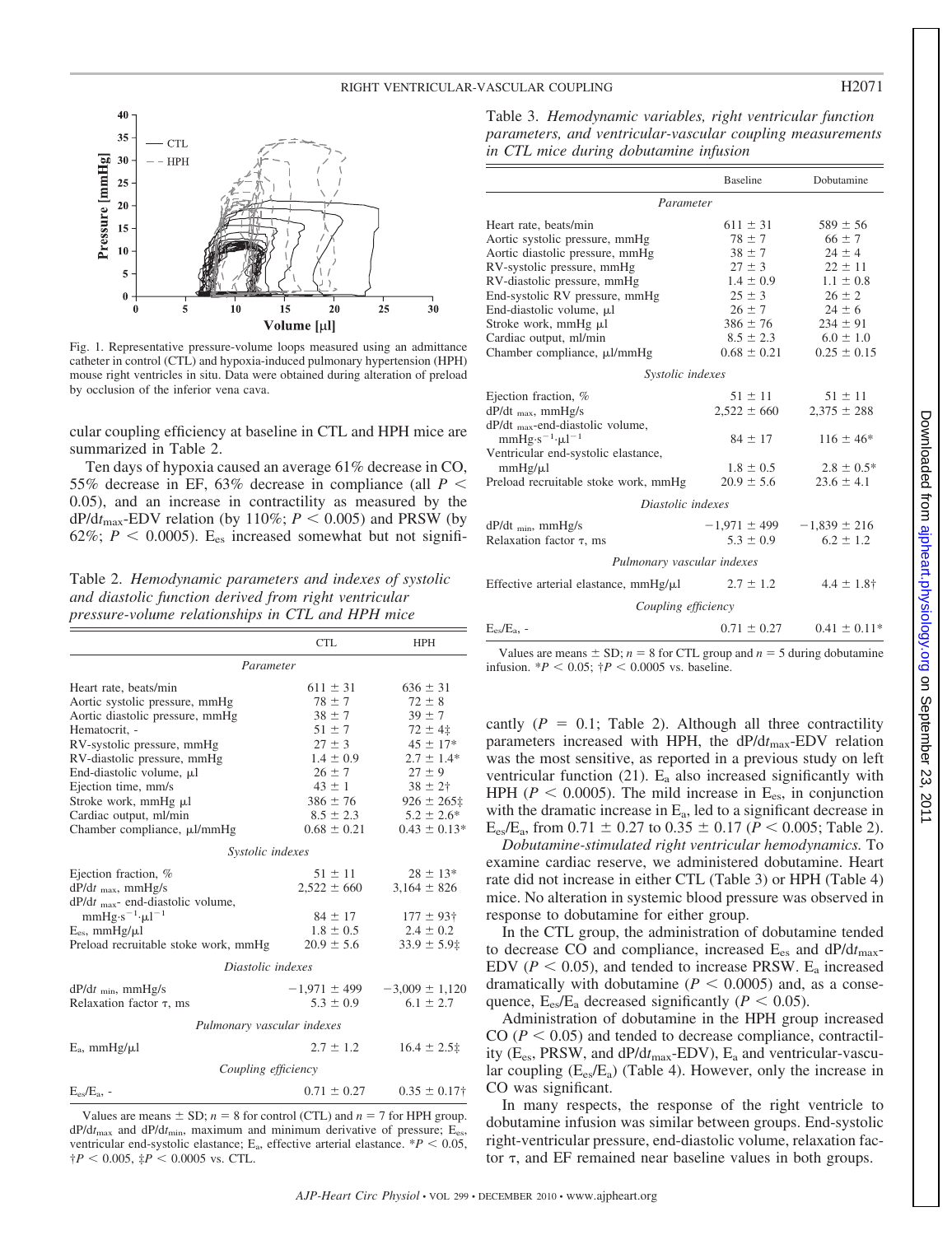Fig. 1. Representative pressure-volume loops measured using an admittance catheter in control (CTL) and hypoxia-induced pulmonary hypertension (HPH) mouse right ventricles in situ. Data were obtained during alteration of preload by occlusion of the inferior vena cava.

cular coupling efficiency at baseline in CTL and HPH mice are summarized in Table 2.

Ten days of hypoxia caused an average 61% decrease in CO, 55% decrease in EF, 63% decrease in compliance (all $P < 0.05$), and an increase in contractility as measured by the $dP/dt_{max}$-EDV relation (by 110%; $P < 0.005$) and PRSW (by 62%; $P < 0.0005$). $E_{es}$ increased somewhat but not significantly ($P = 0.1$; Table 2). Although all three contractility parameters increased with HPH, the $dP/dt_{max}$-EDV relation was the most sensitive, as reported in a previous study on left ventricular function (21). $E_a$ also increased significantly with HPH ($P < 0.0005$). The mild increase in $E_{es}$, in conjunction with the dramatic increase in $E_a$, led to a significant decrease in $E_{es}/E_a$, from $0.71 \pm 0.27$ to $0.35 \pm 0.17$ ($P < 0.005$; Table 2).

Table 2. *Hemodynamic parameters and indexes of systolic and diastolic function derived from right ventricular pressure-volume relationships in CTL and HPH mice*

| | CTL | HPH |
|---|---|---|
| *Parameter* | | |
| Heart rate, beats/min | 611 ± 31 | 636 ± 31 |
| Aortic systolic pressure, mmHg | 78 ± 7 | 72 ± 8 |
| Aortic diastolic pressure, mmHg | 38 ± 7 | 39 ± 7 |
| Hematocrit, - | 51 ± 7 | 72 ± 4‡ |
| RV-systolic pressure, mmHg | 27 ± 3 | 45 ± 17* |
| RV-diastolic pressure, mmHg | 1.4 ± 0.9 | 2.7 ± 1.4* |
| End-diastolic volume, μl | 26 ± 7 | 27 ± 9 |
| Ejection time, mm/s | 43 ± 1 | 38 ± 2† |
| Stroke work, mmHg μl | 386 ± 76 | 926 ± 265‡ |
| Cardiac output, ml/min | 8.5 ± 2.3 | 5.2 ± 2.6* |
| Chamber compliance, μl/mmHg | 0.68 ± 0.21 | 0.43 ± 0.13* |
| *Systolic indexes* | | |
| Ejection fraction, % | 51 ± 11 | 28 ± 13* |
| $dP/dt_{max}$, mmHg/s | 2,522 ± 660 | 3,164 ± 826 |
| $dP/dt_{max}$- end-diastolic volume, $mmHg \cdot s^{-1} \cdot \mu l^{-1}$ | 84 ± 17 | 177 ± 93† |
| $E_{es}$, mmHg/μl | 1.8 ± 0.5 | 2.4 ± 0.2 |
| Preload recruitable stoke work, mmHg | 20.9 ± 5.6 | 33.9 ± 5.9‡ |
| *Diastolic indexes* | | |
| $dP/dt_{min}$, mmHg/s | −1,971 ± 499 | −3,009 ± 1,120 |
| Relaxation factor τ, ms | 5.3 ± 0.9 | 6.1 ± 2.7 |
| *Pulmonary vascular indexes* | | |
| $E_a$, mmHg/μl | 2.7 ± 1.2 | 16.4 ± 2.5‡ |
| *Coupling efficiency* | | |
| $E_{es}/E_a$, - | 0.71 ± 0.27 | 0.35 ± 0.17† |

Values are means ± SD; $n = 8$ for control (CTL) and $n = 7$ for HPH group. $dP/dt_{max}$ and $dP/dt_{min}$, maximum and minimum derivative of pressure; $E_{es}$, ventricular end-systolic elastance; $E_a$, effective arterial elastance. *$P < 0.05$, †$P < 0.005$, ‡$P < 0.0005$ vs. CTL.

Table 3. *Hemodynamic variables, right ventricular function parameters, and ventricular-vascular coupling measurements in CTL mice during dobutamine infusion*

| | Baseline | Dobutamine |
|---|---|---|
| *Parameter* | | |
| Heart rate, beats/min | 611 ± 31 | 589 ± 56 |
| Aortic systolic pressure, mmHg | 78 ± 7 | 66 ± 7 |
| Aortic diastolic pressure, mmHg | 38 ± 7 | 24 ± 4 |
| RV-systolic pressure, mmHg | 27 ± 3 | 22 ± 11 |
| RV-diastolic pressure, mmHg | 1.4 ± 0.9 | 1.1 ± 0.8 |
| End-systolic RV pressure, mmHg | 25 ± 3 | 26 ± 2 |
| End-diastolic volume, μl | 26 ± 7 | 24 ± 6 |
| Stroke work, mmHg μl | 386 ± 76 | 234 ± 91 |
| Cardiac output, ml/min | 8.5 ± 2.3 | 6.0 ± 1.0 |
| Chamber compliance, μl/mmHg | 0.68 ± 0.21 | 0.25 ± 0.15 |
| *Systolic indexes* | | |
| Ejection fraction, % | 51 ± 11 | 51 ± 11 |
| $dP/dt_{max}$, mmHg/s | 2,522 ± 660 | 2,375 ± 288 |
| $dP/dt_{max}$-end-diastolic volume, $mmHg \cdot s^{-1} \cdot \mu l^{-1}$ | 84 ± 17 | 116 ± 46* |
| Ventricular end-systolic elastance, mmHg/μl | 1.8 ± 0.5 | 2.8 ± 0.5* |
| Preload recruitable stoke work, mmHg | 20.9 ± 5.6 | 23.6 ± 4.1 |
| *Diastolic indexes* | | |
| $dP/dt_{min}$, mmHg/s | −1,971 ± 499 | −1,839 ± 216 |
| Relaxation factor τ, ms | 5.3 ± 0.9 | 6.2 ± 1.2 |
| *Pulmonary vascular indexes* | | |
| Effective arterial elastance, mmHg/μl | 2.7 ± 1.2 | 4.4 ± 1.8† |
| *Coupling efficiency* | | |
| $E_{es}/E_a$, - | 0.71 ± 0.27 | 0.41 ± 0.11* |

Values are means ± SD; $n = 8$ for CTL group and $n = 5$ during dobutamine infusion. *$P < 0.05$; †$P < 0.0005$ vs. baseline.

*Dobutamine-stimulated right ventricular hemodynamics.* To examine cardiac reserve, we administered dobutamine. Heart rate did not increase in either CTL (Table 3) or HPH (Table 4) mice. No alteration in systemic blood pressure was observed in response to dobutamine for either group.

In the CTL group, the administration of dobutamine tended to decrease CO and compliance, increased $E_{es}$ and $dP/dt_{max}$-EDV ($P < 0.05$), and tended to increase PRSW. $E_a$ increased dramatically with dobutamine ($P < 0.0005$) and, as a consequence, $E_{es}/E_a$ decreased significantly ($P < 0.05$).

Administration of dobutamine in the HPH group increased CO ($P < 0.05$) and tended to decrease compliance, contractility ($E_{es}$, PRSW, and $dP/dt_{max}$-EDV), $E_a$ and ventricular-vascular coupling ($E_{es}/E_a$) (Table 4). However, only the increase in CO was significant.

In many respects, the response of the right ventricle to dobutamine infusion was similar between groups. End-systolic right-ventricular pressure, end-diastolic volume, relaxation factor τ, and EF remained near baseline values in both groups.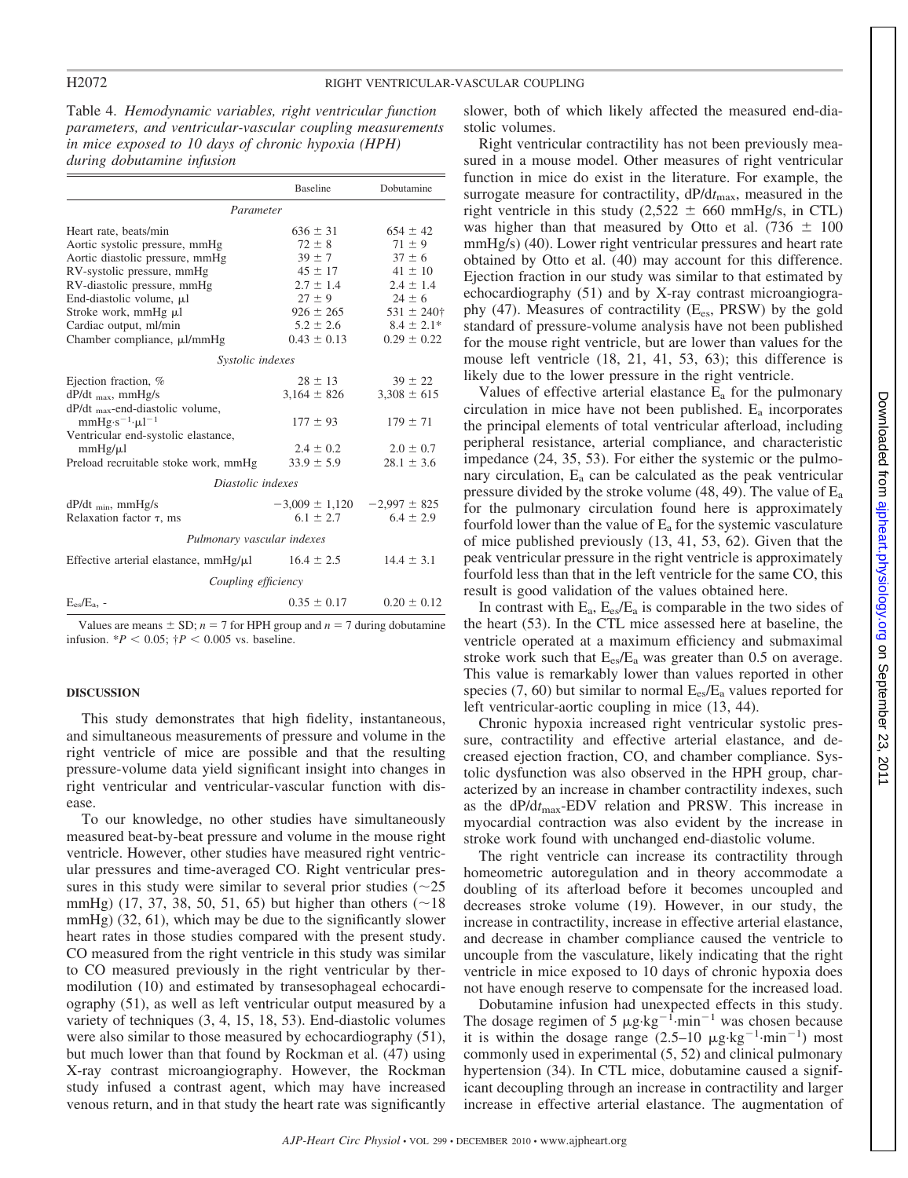Table 4. *Hemodynamic variables, right ventricular function parameters, and ventricular-vascular coupling measurements in mice exposed to 10 days of chronic hypoxia (HPH) during dobutamine infusion*

| | Baseline | Dobutamine |
|---|---|---|
| *Parameter* | | |
| Heart rate, beats/min | 636 ± 31 | 654 ± 42 |
| Aortic systolic pressure, mmHg | 72 ± 8 | 71 ± 9 |
| Aortic diastolic pressure, mmHg | 39 ± 7 | 37 ± 6 |
| RV-systolic pressure, mmHg | 45 ± 17 | 41 ± 10 |
| RV-diastolic pressure, mmHg | 2.7 ± 1.4 | 2.4 ± 1.4 |
| End-diastolic volume, μl | 27 ± 9 | 24 ± 6 |
| Stroke work, mmHg μl | 926 ± 265 | 531 ± 240† |
| Cardiac output, ml/min | 5.2 ± 2.6 | 8.4 ± 2.1* |
| Chamber compliance, μl/mmHg | 0.43 ± 0.13 | 0.29 ± 0.22 |
| *Systolic indexes* | | |
| Ejection fraction, % | 28 ± 13 | 39 ± 22 |
| $dP/dt_{max}$, mmHg/s | 3,164 ± 826 | 3,308 ± 615 |
| $dP/dt_{max}$-end-diastolic volume, $mmHg{\cdot}s^{-1}{\cdot}\mu l^{-1}$ | 177 ± 93 | 179 ± 71 |
| Ventricular end-systolic elastance, mmHg/μl | 2.4 ± 0.2 | 2.0 ± 0.7 |
| Preload recruitable stoke work, mmHg | 33.9 ± 5.9 | 28.1 ± 3.6 |
| *Diastolic indexes* | | |
| $dP/dt_{min}$, mmHg/s | −3,009 ± 1,120 | −2,997 ± 825 |
| Relaxation factor τ, ms | 6.1 ± 2.7 | 6.4 ± 2.9 |
| *Pulmonary vascular indexes* | | |
| Effective arterial elastance, mmHg/μl | 16.4 ± 2.5 | 14.4 ± 3.1 |
| *Coupling efficiency* | | |
| $E_{es}/E_a$, - | 0.35 ± 0.17 | 0.20 ± 0.12 |

Values are means ± SD; $n = 7$ for HPH group and $n = 7$ during dobutamine infusion. $*P < 0.05$; $\dagger P < 0.005$ vs. baseline.

## DISCUSSION

This study demonstrates that high fidelity, instantaneous, and simultaneous measurements of pressure and volume in the right ventricle of mice are possible and that the resulting pressure-volume data yield significant insight into changes in right ventricular and ventricular-vascular function with disease.

To our knowledge, no other studies have simultaneously measured beat-by-beat pressure and volume in the mouse right ventricle. However, other studies have measured right ventricular pressures and time-averaged CO. Right ventricular pressures in this study were similar to several prior studies (~25 mmHg) (17, 37, 38, 50, 51, 65) but higher than others (~18 mmHg) (32, 61), which may be due to the significantly slower heart rates in those studies compared with the present study. CO measured from the right ventricle in this study was similar to CO measured previously in the right ventricular by thermodilution (10) and estimated by transesophageal echocardiography (51), as well as left ventricular output measured by a variety of techniques (3, 4, 15, 18, 53). End-diastolic volumes were also similar to those measured by echocardiography (51), but much lower than that found by Rockman et al. (47) using X-ray contrast microangiography. However, the Rockman study infused a contrast agent, which may have increased venous return, and in that study the heart rate was significantly slower, both of which likely affected the measured end-diastolic volumes.

Right ventricular contractility has not been previously measured in a mouse model. Other measures of right ventricular function in mice do exist in the literature. For example, the surrogate measure for contractility, $dP/dt_{max}$, measured in the right ventricle in this study (2,522 ± 660 mmHg/s, in CTL) was higher than that measured by Otto et al. (736 ± 100 mmHg/s) (40). Lower right ventricular pressures and heart rate obtained by Otto et al. (40) may account for this difference. Ejection fraction in our study was similar to that estimated by echocardiography (51) and by X-ray contrast microangiography (47). Measures of contractility ($E_{es}$, PRSW) by the gold standard of pressure-volume analysis have not been published for the mouse right ventricle, but are lower than values for the mouse left ventricle (18, 21, 41, 53, 63); this difference is likely due to the lower pressure in the right ventricle.

Values of effective arterial elastance $E_a$ for the pulmonary circulation in mice have not been published. $E_a$ incorporates the principal elements of total ventricular afterload, including peripheral resistance, arterial compliance, and characteristic impedance (24, 35, 53). For either the systemic or the pulmonary circulation, $E_a$ can be calculated as the peak ventricular pressure divided by the stroke volume (48, 49). The value of $E_a$ for the pulmonary circulation found here is approximately fourfold lower than the value of $E_a$ for the systemic vasculature of mice published previously (13, 41, 53, 62). Given that the peak ventricular pressure in the right ventricle is approximately fourfold less than that in the left ventricle for the same CO, this result is good validation of the values obtained here.

In contrast with $E_a$, $E_{es}/E_a$ is comparable in the two sides of the heart (53). In the CTL mice assessed here at baseline, the ventricle operated at a maximum efficiency and submaximal stroke work such that $E_{es}/E_a$ was greater than 0.5 on average. This value is remarkably lower than values reported in other species (7, 60) but similar to normal $E_{es}/E_a$ values reported for left ventricular-aortic coupling in mice (13, 44).

Chronic hypoxia increased right ventricular systolic pressure, contractility and effective arterial elastance, and decreased ejection fraction, CO, and chamber compliance. Systolic dysfunction was also observed in the HPH group, characterized by an increase in chamber contractility indexes, such as the $dP/dt_{max}$-EDV relation and PRSW. This increase in myocardial contraction was also evident by the increase in stroke work found with unchanged end-diastolic volume.

The right ventricle can increase its contractility through homeometric autoregulation and in theory accommodate a doubling of its afterload before it becomes uncoupled and decreases stroke volume (19). However, in our study, the increase in contractility, increase in effective arterial elastance, and decrease in chamber compliance caused the ventricle to uncouple from the vasculature, likely indicating that the right ventricle in mice exposed to 10 days of chronic hypoxia does not have enough reserve to compensate for the increased load.

Dobutamine infusion had unexpected effects in this study. The dosage regimen of 5 $\mu g{\cdot}kg^{-1}{\cdot}min^{-1}$ was chosen because it is within the dosage range (2.5–10 $\mu g{\cdot}kg^{-1}{\cdot}min^{-1}$) most commonly used in experimental (5, 52) and clinical pulmonary hypertension (34). In CTL mice, dobutamine caused a significant decoupling through an increase in contractility and larger increase in effective arterial elastance. The augmentation of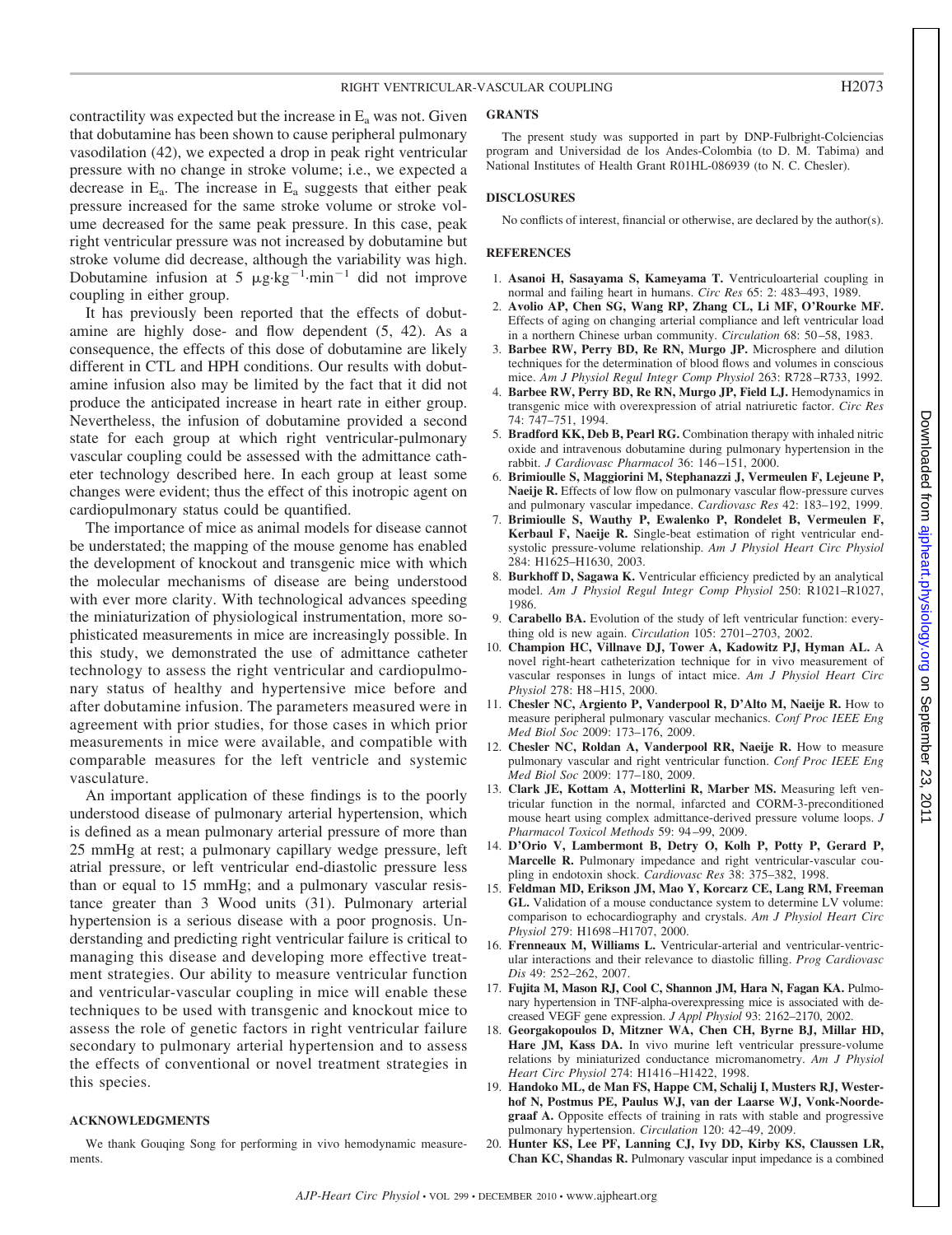contractility was expected but the increase in $E_a$ was not. Given that dobutamine has been shown to cause peripheral pulmonary vasodilation (42), we expected a drop in peak right ventricular pressure with no change in stroke volume; i.e., we expected a decrease in $E_a$. The increase in $E_a$ suggests that either peak pressure increased for the same stroke volume or stroke volume decreased for the same peak pressure. In this case, peak right ventricular pressure was not increased by dobutamine but stroke volume did decrease, although the variability was high. Dobutamine infusion at 5 $\mu g \cdot kg^{-1} \cdot min^{-1}$ did not improve coupling in either group.

It has previously been reported that the effects of dobutamine are highly dose- and flow dependent (5, 42). As a consequence, the effects of this dose of dobutamine are likely different in CTL and HPH conditions. Our results with dobutamine infusion also may be limited by the fact that it did not produce the anticipated increase in heart rate in either group. Nevertheless, the infusion of dobutamine provided a second state for each group at which right ventricular-pulmonary vascular coupling could be assessed with the admittance catheter technology described here. In each group at least some changes were evident; thus the effect of this inotropic agent on cardiopulmonary status could be quantified.

The importance of mice as animal models for disease cannot be understated; the mapping of the mouse genome has enabled the development of knockout and transgenic mice with which the molecular mechanisms of disease are being understood with ever more clarity. With technological advances speeding the miniaturization of physiological instrumentation, more sophisticated measurements in mice are increasingly possible. In this study, we demonstrated the use of admittance catheter technology to assess the right ventricular and cardiopulmonary status of healthy and hypertensive mice before and after dobutamine infusion. The parameters measured were in agreement with prior studies, for those cases in which prior measurements in mice were available, and compatible with comparable measures for the left ventricle and systemic vasculature.

An important application of these findings is to the poorly understood disease of pulmonary arterial hypertension, which is defined as a mean pulmonary arterial pressure of more than 25 mmHg at rest; a pulmonary capillary wedge pressure, left atrial pressure, or left ventricular end-diastolic pressure less than or equal to 15 mmHg; and a pulmonary vascular resistance greater than 3 Wood units (31). Pulmonary arterial hypertension is a serious disease with a poor prognosis. Understanding and predicting right ventricular failure is critical to managing this disease and developing more effective treatment strategies. Our ability to measure ventricular function and ventricular-vascular coupling in mice will enable these techniques to be used with transgenic and knockout mice to assess the role of genetic factors in right ventricular failure secondary to pulmonary arterial hypertension and to assess the effects of conventional or novel treatment strategies in this species.

## ACKNOWLEDGMENTS

We thank Gouqing Song for performing in vivo hemodynamic measurements.

## GRANTS

The present study was supported in part by DNP-Fulbright-Colciencias program and Universidad de los Andes-Colombia (to D. M. Tabima) and National Institutes of Health Grant R01HL-086939 (to N. C. Chesler).

## DISCLOSURES

No conflicts of interest, financial or otherwise, are declared by the author(s).

## REFERENCES

1. **Asanoi H, Sasayama S, Kameyama T.** Ventriculoarterial coupling in normal and failing heart in humans. *Circ Res* 65: 2: 483–493, 1989.
2. **Avolio AP, Chen SG, Wang RP, Zhang CL, Li MF, O'Rourke MF.** Effects of aging on changing arterial compliance and left ventricular load in a northern Chinese urban community. *Circulation* 68: 50–58, 1983.
3. **Barbee RW, Perry BD, Re RN, Murgo JP.** Microsphere and dilution techniques for the determination of blood flows and volumes in conscious mice. *Am J Physiol Regul Integr Comp Physiol* 263: R728–R733, 1992.
4. **Barbee RW, Perry BD, Re RN, Murgo JP, Field LJ.** Hemodynamics in transgenic mice with overexpression of atrial natriuretic factor. *Circ Res* 74: 747–751, 1994.
5. **Bradford KK, Deb B, Pearl RG.** Combination therapy with inhaled nitric oxide and intravenous dobutamine during pulmonary hypertension in the rabbit. *J Cardiovasc Pharmacol* 36: 146–151, 2000.
6. **Brimioulle S, Maggiorini M, Stephanazzi J, Vermeulen F, Lejeune P, Naeije R.** Effects of low flow on pulmonary vascular flow-pressure curves and pulmonary vascular impedance. *Cardiovasc Res* 42: 183–192, 1999.
7. **Brimioulle S, Wauthy P, Ewalenko P, Rondelet B, Vermeulen F, Kerbaul F, Naeije R.** Single-beat estimation of right ventricular end-systolic pressure-volume relationship. *Am J Physiol Heart Circ Physiol* 284: H1625–H1630, 2003.
8. **Burkhoff D, Sagawa K.** Ventricular efficiency predicted by an analytical model. *Am J Physiol Regul Integr Comp Physiol* 250: R1021–R1027, 1986.
9. **Carabello BA.** Evolution of the study of left ventricular function: everything old is new again. *Circulation* 105: 2701–2703, 2002.
10. **Champion HC, Villnave DJ, Tower A, Kadowitz PJ, Hyman AL.** A novel right-heart catheterization technique for in vivo measurement of vascular responses in lungs of intact mice. *Am J Physiol Heart Circ Physiol* 278: H8–H15, 2000.
11. **Chesler NC, Argiento P, Vanderpool R, D'Alto M, Naeije R.** How to measure peripheral pulmonary vascular mechanics. *Conf Proc IEEE Eng Med Biol Soc* 2009: 173–176, 2009.
12. **Chesler NC, Roldan A, Vanderpool RR, Naeije R.** How to measure pulmonary vascular and right ventricular function. *Conf Proc IEEE Eng Med Biol Soc* 2009: 177–180, 2009.
13. **Clark JE, Kottam A, Motterlini R, Marber MS.** Measuring left ventricular function in the normal, infarcted and CORM-3-preconditioned mouse heart using complex admittance-derived pressure volume loops. *J Pharmacol Toxicol Methods* 59: 94–99, 2009.
14. **D'Orio V, Lambermont B, Detry O, Kolh P, Potty P, Gerard P, Marcelle R.** Pulmonary impedance and right ventricular-vascular coupling in endotoxin shock. *Cardiovasc Res* 38: 375–382, 1998.
15. **Feldman MD, Erikson JM, Mao Y, Korcarz CE, Lang RM, Freeman GL.** Validation of a mouse conductance system to determine LV volume: comparison to echocardiography and crystals. *Am J Physiol Heart Circ Physiol* 279: H1698–H1707, 2000.
16. **Frenneaux M, Williams L.** Ventricular-arterial and ventricular-ventricular interactions and their relevance to diastolic filling. *Prog Cardiovasc Dis* 49: 252–262, 2007.
17. **Fujita M, Mason RJ, Cool C, Shannon JM, Hara N, Fagan KA.** Pulmonary hypertension in TNF-alpha-overexpressing mice is associated with decreased VEGF gene expression. *J Appl Physiol* 93: 2162–2170, 2002.
18. **Georgakopoulos D, Mitzner WA, Chen CH, Byrne BJ, Millar HD, Hare JM, Kass DA.** In vivo murine left ventricular pressure-volume relations by miniaturized conductance micromanometry. *Am J Physiol Heart Circ Physiol* 274: H1416–H1422, 1998.
19. **Handoko ML, de Man FS, Happe CM, Schalij I, Musters RJ, Westerhof N, Postmus PE, Paulus WJ, van der Laarse WJ, Vonk-Noordegraaf A.** Opposite effects of training in rats with stable and progressive pulmonary hypertension. *Circulation* 120: 42–49, 2009.
20. **Hunter KS, Lee PF, Lanning CJ, Ivy DD, Kirby KS, Claussen LR, Chan KC, Shandas R.** Pulmonary vascular input impedance is a combined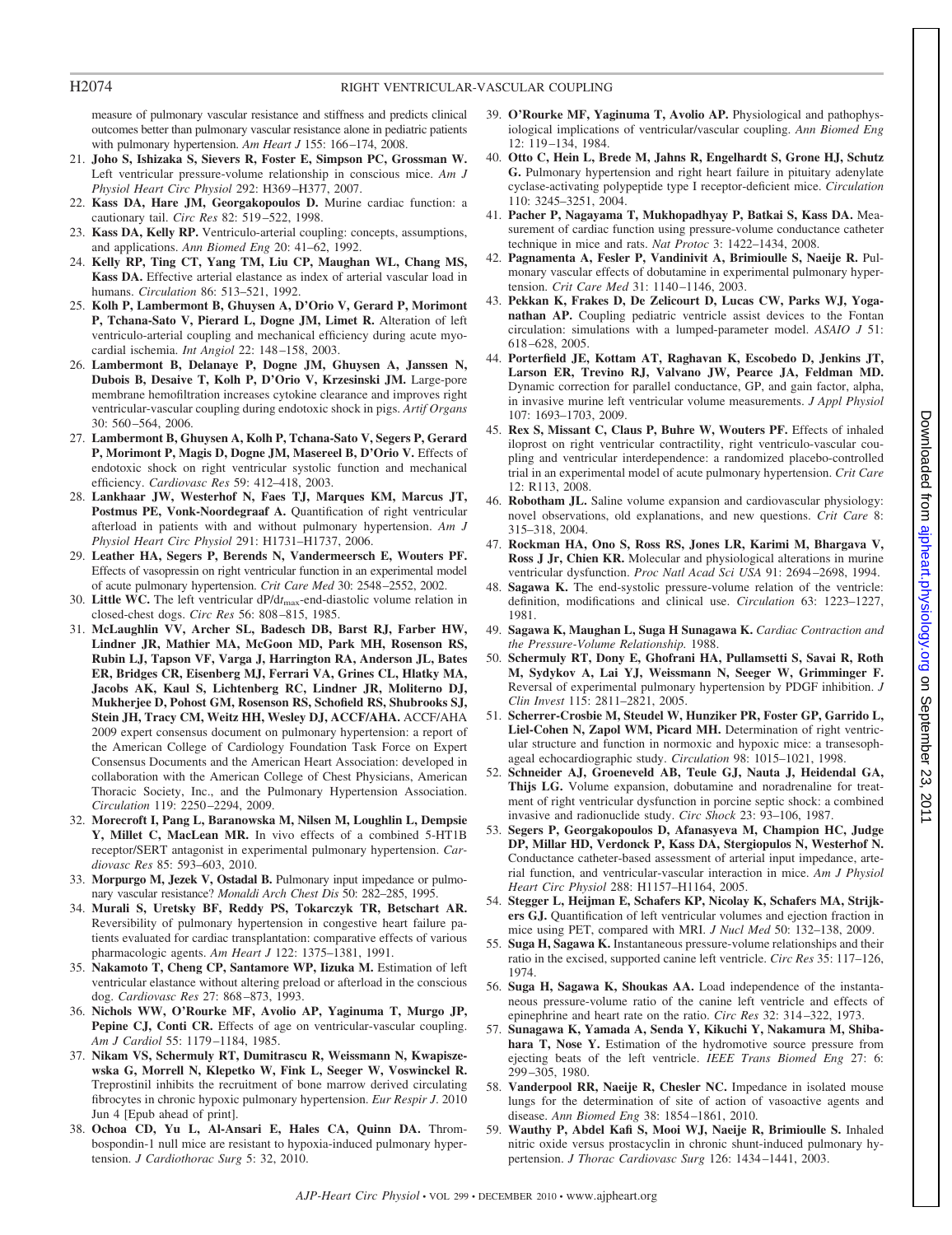measure of pulmonary vascular resistance and stiffness and predicts clinical outcomes better than pulmonary vascular resistance alone in pediatric patients with pulmonary hypertension. *Am Heart J* 155: 166–174, 2008.

21. **Joho S, Ishizaka S, Sievers R, Foster E, Simpson PC, Grossman W.** Left ventricular pressure-volume relationship in conscious mice. *Am J Physiol Heart Circ Physiol* 292: H369–H377, 2007.
22. **Kass DA, Hare JM, Georgakopoulos D.** Murine cardiac function: a cautionary tail. *Circ Res* 82: 519–522, 1998.
23. **Kass DA, Kelly RP.** Ventriculo-arterial coupling: concepts, assumptions, and applications. *Ann Biomed Eng* 20: 41–62, 1992.
24. **Kelly RP, Ting CT, Yang TM, Liu CP, Maughan WL, Chang MS, Kass DA.** Effective arterial elastance as index of arterial vascular load in humans. *Circulation* 86: 513–521, 1992.
25. **Kolh P, Lambermont B, Ghuysen A, D'Orio V, Gerard P, Morimont P, Tchana-Sato V, Pierard L, Dogne JM, Limet R.** Alteration of left ventriculo-arterial coupling and mechanical efficiency during acute myocardial ischemia. *Int Angiol* 22: 148–158, 2003.
26. **Lambermont B, Delanaye P, Dogne JM, Ghuysen A, Janssen N, Dubois B, Desaive T, Kolh P, D'Orio V, Krzesinski JM.** Large-pore membrane hemofiltration increases cytokine clearance and improves right ventricular-vascular coupling during endotoxic shock in pigs. *Artif Organs* 30: 560–564, 2006.
27. **Lambermont B, Ghuysen A, Kolh P, Tchana-Sato V, Segers P, Gerard P, Morimont P, Magis D, Dogne JM, Masereel B, D'Orio V.** Effects of endotoxic shock on right ventricular systolic function and mechanical efficiency. *Cardiovasc Res* 59: 412–418, 2003.
28. **Lankhaar JW, Westerhof N, Faes TJ, Marques KM, Marcus JT, Postmus PE, Vonk-Noordegraaf A.** Quantification of right ventricular afterload in patients with and without pulmonary hypertension. *Am J Physiol Heart Circ Physiol* 291: H1731–H1737, 2006.
29. **Leather HA, Segers P, Berends N, Vandermeersch E, Wouters PF.** Effects of vasopressin on right ventricular function in an experimental model of acute pulmonary hypertension. *Crit Care Med* 30: 2548–2552, 2002.
30. **Little WC.** The left ventricular $dP/dt_{max}$-end-diastolic volume relation in closed-chest dogs. *Circ Res* 56: 808–815, 1985.
31. **McLaughlin VV, Archer SL, Badesch DB, Barst RJ, Farber HW, Lindner JR, Mathier MA, McGoon MD, Park MH, Rosenson RS, Rubin LJ, Tapson VF, Varga J, Harrington RA, Anderson JL, Bates ER, Bridges CR, Eisenberg MJ, Ferrari VA, Grines CL, Hlatky MA, Jacobs AK, Kaul S, Lichtenberg RC, Lindner JR, Moliterno DJ, Mukherjee D, Pohost GM, Rosenson RS, Schofield RS, Shubrooks SJ, Stein JH, Tracy CM, Weitz HH, Wesley DJ, ACCF/AHA.** ACCF/AHA 2009 expert consensus document on pulmonary hypertension: a report of the American College of Cardiology Foundation Task Force on Expert Consensus Documents and the American Heart Association: developed in collaboration with the American College of Chest Physicians, American Thoracic Society, Inc., and the Pulmonary Hypertension Association. *Circulation* 119: 2250–2294, 2009.
32. **Morecroft I, Pang L, Baranowska M, Nilsen M, Loughlin L, Dempsie Y, Millet C, MacLean MR.** In vivo effects of a combined 5-HT1B receptor/SERT antagonist in experimental pulmonary hypertension. *Cardiovasc Res* 85: 593–603, 2010.
33. **Morpurgo M, Jezek V, Ostadal B.** Pulmonary input impedance or pulmonary vascular resistance? *Monaldi Arch Chest Dis* 50: 282–285, 1995.
34. **Murali S, Uretsky BF, Reddy PS, Tokarczyk TR, Betschart AR.** Reversibility of pulmonary hypertension in congestive heart failure patients evaluated for cardiac transplantation: comparative effects of various pharmacologic agents. *Am Heart J* 122: 1375–1381, 1991.
35. **Nakamoto T, Cheng CP, Santamore WP, Iizuka M.** Estimation of left ventricular elastance without altering preload or afterload in the conscious dog. *Cardiovasc Res* 27: 868–873, 1993.
36. **Nichols WW, O'Rourke MF, Avolio AP, Yaginuma T, Murgo JP, Pepine CJ, Conti CR.** Effects of age on ventricular-vascular coupling. *Am J Cardiol* 55: 1179–1184, 1985.
37. **Nikam VS, Schermuly RT, Dumitrascu R, Weissmann N, Kwapiszewska G, Morrell N, Klepetko W, Fink L, Seeger W, Voswinckel R.** Treprostinil inhibits the recruitment of bone marrow derived circulating fibrocytes in chronic hypoxic pulmonary hypertension. *Eur Respir J*. 2010 Jun 4 [Epub ahead of print].
38. **Ochoa CD, Yu L, Al-Ansari E, Hales CA, Quinn DA.** Thrombospondin-1 null mice are resistant to hypoxia-induced pulmonary hypertension. *J Cardiothorac Surg* 5: 32, 2010.
39. **O'Rourke MF, Yaginuma T, Avolio AP.** Physiological and pathophysiological implications of ventricular/vascular coupling. *Ann Biomed Eng* 12: 119–134, 1984.
40. **Otto C, Hein L, Brede M, Jahns R, Engelhardt S, Grone HJ, Schutz G.** Pulmonary hypertension and right heart failure in pituitary adenylate cyclase-activating polypeptide type I receptor-deficient mice. *Circulation* 110: 3245–3251, 2004.
41. **Pacher P, Nagayama T, Mukhopadhyay P, Batkai S, Kass DA.** Measurement of cardiac function using pressure-volume conductance catheter technique in mice and rats. *Nat Protoc* 3: 1422–1434, 2008.
42. **Pagnamenta A, Fesler P, Vandinivit A, Brimioulle S, Naeije R.** Pulmonary vascular effects of dobutamine in experimental pulmonary hypertension. *Crit Care Med* 31: 1140–1146, 2003.
43. **Pekkan K, Frakes D, De Zelicourt D, Lucas CW, Parks WJ, Yoganathan AP.** Coupling pediatric ventricle assist devices to the Fontan circulation: simulations with a lumped-parameter model. *ASAIO J* 51: 618–628, 2005.
44. **Porterfield JE, Kottam AT, Raghavan K, Escobedo D, Jenkins JT, Larson ER, Trevino RJ, Valvano JW, Pearce JA, Feldman MD.** Dynamic correction for parallel conductance, GP, and gain factor, alpha, in invasive murine left ventricular volume measurements. *J Appl Physiol* 107: 1693–1703, 2009.
45. **Rex S, Missant C, Claus P, Buhre W, Wouters PF.** Effects of inhaled iloprost on right ventricular contractility, right ventriculo-vascular coupling and ventricular interdependence: a randomized placebo-controlled trial in an experimental model of acute pulmonary hypertension. *Crit Care* 12: R113, 2008.
46. **Robotham JL.** Saline volume expansion and cardiovascular physiology: novel observations, old explanations, and new questions. *Crit Care* 8: 315–318, 2004.
47. **Rockman HA, Ono S, Ross RS, Jones LR, Karimi M, Bhargava V, Ross J Jr, Chien KR.** Molecular and physiological alterations in murine ventricular dysfunction. *Proc Natl Acad Sci USA* 91: 2694–2698, 1994.
48. **Sagawa K.** The end-systolic pressure-volume relation of the ventricle: definition, modifications and clinical use. *Circulation* 63: 1223–1227, 1981.
49. **Sagawa K, Maughan L, Suga H Sunagawa K.** *Cardiac Contraction and the Pressure-Volume Relationship.* 1988.
50. **Schermuly RT, Dony E, Ghofrani HA, Pullamsetti S, Savai R, Roth M, Sydykov A, Lai YJ, Weissmann N, Seeger W, Grimminger F.** Reversal of experimental pulmonary hypertension by PDGF inhibition. *J Clin Invest* 115: 2811–2821, 2005.
51. **Scherrer-Crosbie M, Steudel W, Hunziker PR, Foster GP, Garrido L, Liel-Cohen N, Zapol WM, Picard MH.** Determination of right ventricular structure and function in normoxic and hypoxic mice: a transesophageal echocardiographic study. *Circulation* 98: 1015–1021, 1998.
52. **Schneider AJ, Groeneveld AB, Teule GJ, Nauta J, Heidendal GA, Thijs LG.** Volume expansion, dobutamine and noradrenaline for treatment of right ventricular dysfunction in porcine septic shock: a combined invasive and radionuclide study. *Circ Shock* 23: 93–106, 1987.
53. **Segers P, Georgakopoulos D, Afanasyeva M, Champion HC, Judge DP, Millar HD, Verdonck P, Kass DA, Stergiopulos N, Westerhof N.** Conductance catheter-based assessment of arterial input impedance, arterial function, and ventricular-vascular interaction in mice. *Am J Physiol Heart Circ Physiol* 288: H1157–H1164, 2005.
54. **Stegger L, Heijman E, Schafers KP, Nicolay K, Schafers MA, Strijkers GJ.** Quantification of left ventricular volumes and ejection fraction in mice using PET, compared with MRI. *J Nucl Med* 50: 132–138, 2009.
55. **Suga H, Sagawa K.** Instantaneous pressure-volume relationships and their ratio in the excised, supported canine left ventricle. *Circ Res* 35: 117–126, 1974.
56. **Suga H, Sagawa K, Shoukas AA.** Load independence of the instantaneous pressure-volume ratio of the canine left ventricle and effects of epinephrine and heart rate on the ratio. *Circ Res* 32: 314–322, 1973.
57. **Sunagawa K, Yamada A, Senda Y, Kikuchi Y, Nakamura M, Shibahara T, Nose Y.** Estimation of the hydromotive source pressure from ejecting beats of the left ventricle. *IEEE Trans Biomed Eng* 27: 6: 299–305, 1980.
58. **Vanderpool RR, Naeije R, Chesler NC.** Impedance in isolated mouse lungs for the determination of site of action of vasoactive agents and disease. *Ann Biomed Eng* 38: 1854–1861, 2010.
59. **Wauthy P, Abdel Kafi S, Mooi WJ, Naeije R, Brimioulle S.** Inhaled nitric oxide versus prostacyclin in chronic shunt-induced pulmonary hypertension. *J Thorac Cardiovasc Surg* 126: 1434–1441, 2003.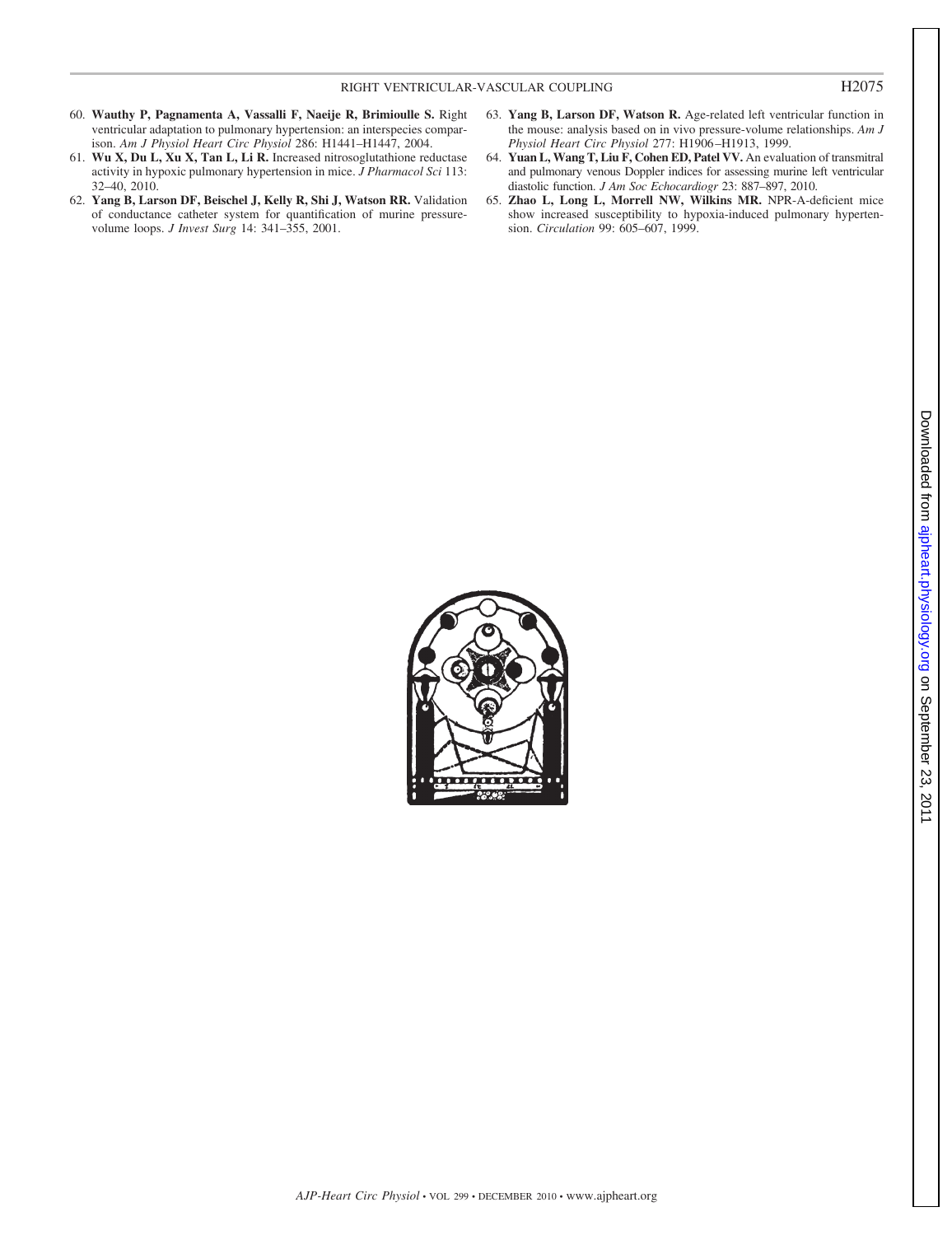60. **Wauthy P, Pagnamenta A, Vassalli F, Naeije R, Brimioulle S.** Right ventricular adaptation to pulmonary hypertension: an interspecies comparison. *Am J Physiol Heart Circ Physiol* 286: H1441–H1447, 2004.
61. **Wu X, Du L, Xu X, Tan L, Li R.** Increased nitrosoglutathione reductase activity in hypoxic pulmonary hypertension in mice. *J Pharmacol Sci* 113: 32–40, 2010.
62. **Yang B, Larson DF, Beischel J, Kelly R, Shi J, Watson RR.** Validation of conductance catheter system for quantification of murine pressure-volume loops. *J Invest Surg* 14: 341–355, 2001.
63. **Yang B, Larson DF, Watson R.** Age-related left ventricular function in the mouse: analysis based on in vivo pressure-volume relationships. *Am J Physiol Heart Circ Physiol* 277: H1906–H1913, 1999.
64. **Yuan L, Wang T, Liu F, Cohen ED, Patel VV.** An evaluation of transmitral and pulmonary venous Doppler indices for assessing murine left ventricular diastolic function. *J Am Soc Echocardiogr* 23: 887–897, 2010.
65. **Zhao L, Long L, Morrell NW, Wilkins MR.** NPR-A-deficient mice show increased susceptibility to hypoxia-induced pulmonary hypertension. *Circulation* 99: 605–607, 1999.